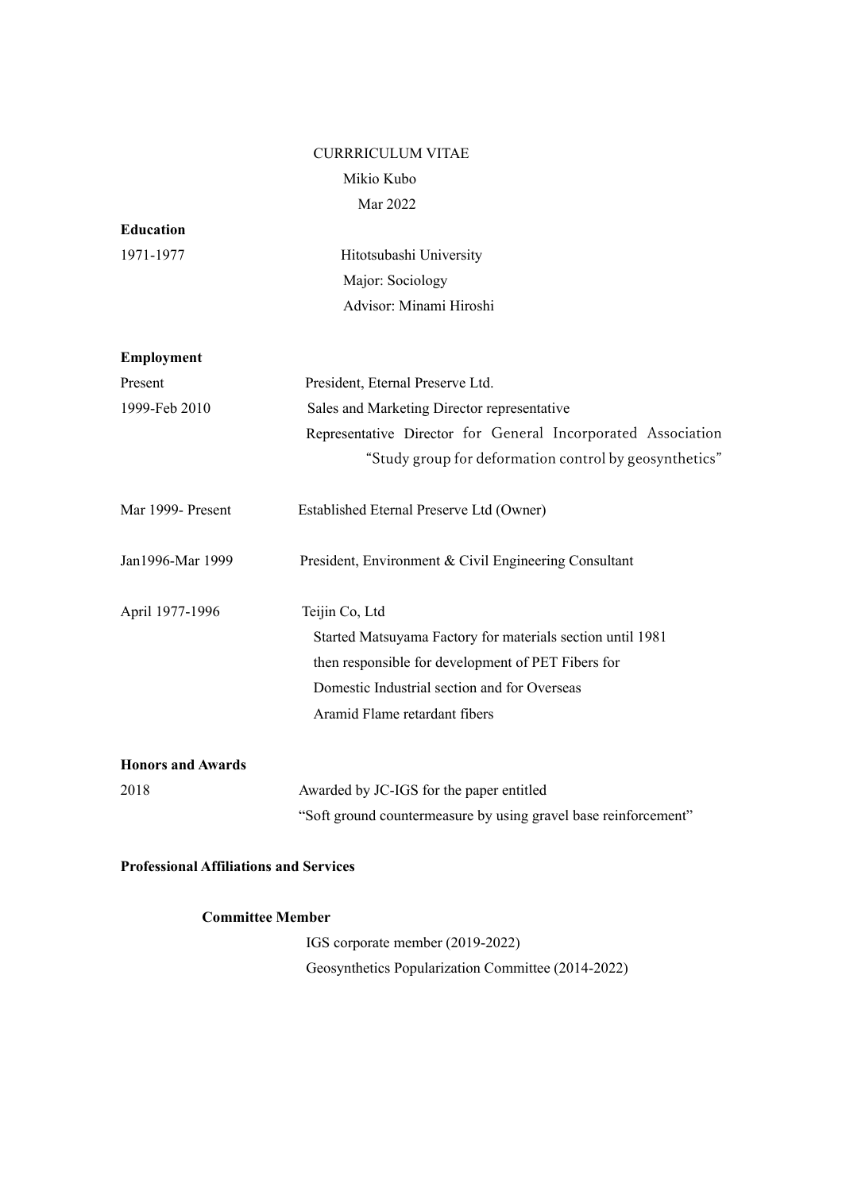# CURRRICULUM VITAE

Mikio Kubo

Mar 2022

**Education**

1971-1977 Hitotsubashi University
Major: Sociology
Advisor: Minami Hiroshi

**Employment**

Present President, Eternal Preserve Ltd.

1999-Feb 2010 Sales and Marketing Director representative
Representative Director for General Incorporated Association "Study group for deformation control by geosynthetics"

Mar 1999- Present Established Eternal Preserve Ltd (Owner)

Jan1996-Mar 1999 President, Environment & Civil Engineering Consultant

April 1977-1996 Teijin Co, Ltd
Started Matsuyama Factory for materials section until 1981
then responsible for development of PET Fibers for
Domestic Industrial section and for Overseas
Aramid Flame retardant fibers

**Honors and Awards**

2018 Awarded by JC-IGS for the paper entitled
"Soft ground countermeasure by using gravel base reinforcement"

**Professional Affiliations and Services**

**Committee Member**

IGS corporate member (2019-2022)

Geosynthetics Popularization Committee (2014-2022)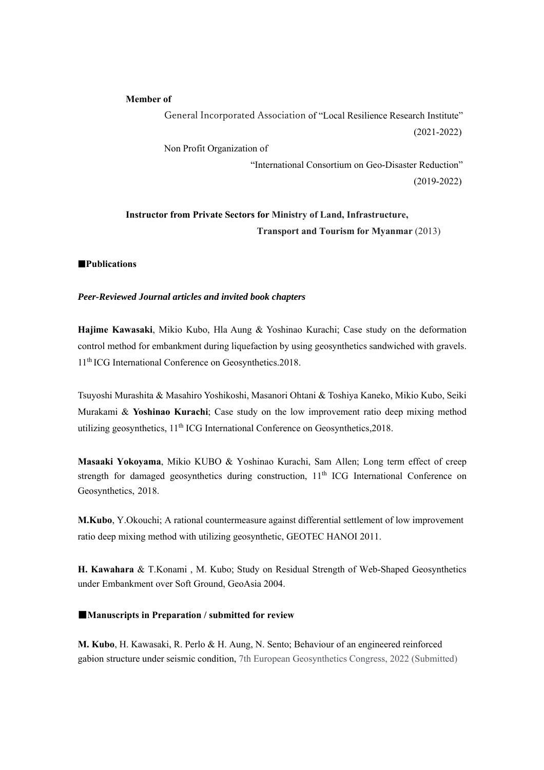**Member of**

General Incorporated Association of "Local Resilience Research Institute" (2021-2022)

Non Profit Organization of "International Consortium on Geo-Disaster Reduction" (2019-2022)

**Instructor from Private Sectors for Ministry of Land, Infrastructure, Transport and Tourism for Myanmar** (2013)

## ■Publications

### *Peer-Reviewed Journal articles and invited book chapters*

**Hajime Kawasaki**, Mikio Kubo, Hla Aung & Yoshinao Kurachi; Case study on the deformation control method for embankment during liquefaction by using geosynthetics sandwiched with gravels. 11th ICG International Conference on Geosynthetics.2018.

Tsuyoshi Murashita & Masahiro Yoshikoshi, Masanori Ohtani & Toshiya Kaneko, Mikio Kubo, Seiki Murakami & **Yoshinao Kurachi**; Case study on the low improvement ratio deep mixing method utilizing geosynthetics, 11th ICG International Conference on Geosynthetics,2018.

**Masaaki Yokoyama**, Mikio KUBO & Yoshinao Kurachi, Sam Allen; Long term effect of creep strength for damaged geosynthetics during construction, 11th ICG International Conference on Geosynthetics, 2018.

**M.Kubo**, Y.Okouchi; A rational countermeasure against differential settlement of low improvement ratio deep mixing method with utilizing geosynthetic, GEOTEC HANOI 2011.

**H. Kawahara** & T.Konami , M. Kubo; Study on Residual Strength of Web-Shaped Geosynthetics under Embankment over Soft Ground, GeoAsia 2004.

## ■Manuscripts in Preparation / submitted for review

**M. Kubo**, H. Kawasaki, R. Perlo & H. Aung, N. Sento; Behaviour of an engineered reinforced gabion structure under seismic condition, 7th European Geosynthetics Congress, 2022 (Submitted)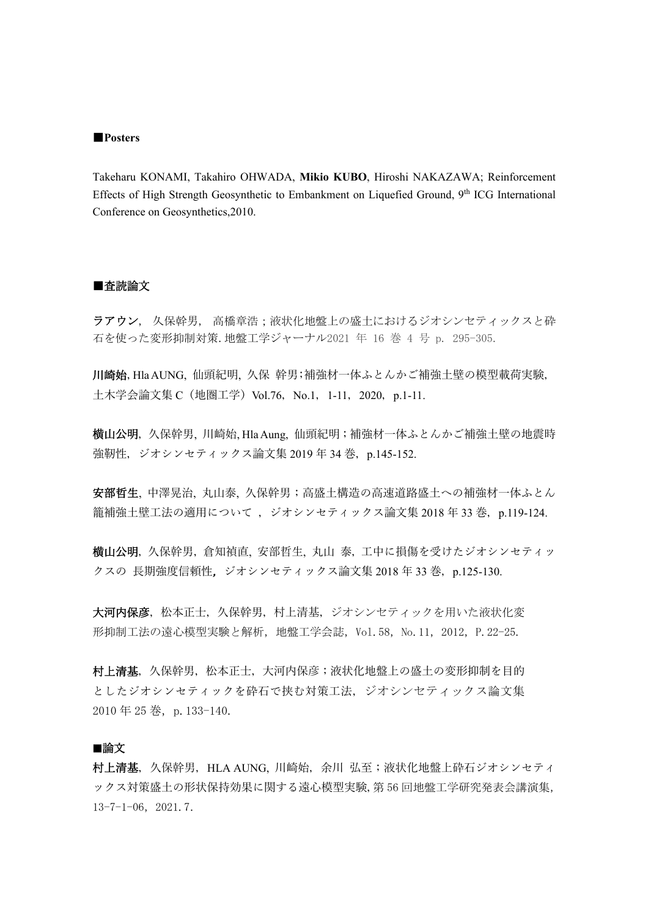**■Posters**

Takeharu KONAMI, Takahiro OHWADA, **Mikio KUBO**, Hiroshi NAKAZAWA; Reinforcement Effects of High Strength Geosynthetic to Embankment on Liquefied Ground, 9th ICG International Conference on Geosynthetics,2010.

**■査読論文**

**ラアウン**, 久保幹男, 高橋章浩；液状化地盤上の盛土におけるジオシンセティックスと砕石を使った変形抑制対策. 地盤工学ジャーナル2021 年 16 巻 4 号 p. 295-305.

**川崎始**, Hla AUNG, 仙頭紀明, 久保 幹男；補強材一体ふとんかご補強土壁の模型載荷実験, 土木学会論文集 C（地圏工学）Vol.76, No.1, 1-11, 2020, p.1-11.

**横山公明**, 久保幹男, 川崎始, Hla Aung, 仙頭紀明；補強材一体ふとんかご補強土壁の地震時強靭性, ジオシンセティックス論文集 2019 年 34 巻, p.145-152.

**安部哲生**, 中澤晃治, 丸山泰, 久保幹男；高盛土構造の高速道路盛土への補強材一体ふとん籠補強土壁工法の適用について , ジオシンセティックス論文集 2018 年 33 巻, p.119-124.

**横山公明**, 久保幹男, 倉知禎直, 安部哲生, 丸山 泰, 工中に損傷を受けたジオシンセティックスの 長期強度信頼性, ジオシンセティックス論文集 2018 年 33 巻, p.125-130.

**大河内保彦**, 松本正士, 久保幹男, 村上清基, ジオシンセティックを用いた液状化変形抑制工法の遠心模型実験と解析, 地盤工学会誌, Vol.58, No.11, 2012, P.22-25.

**村上清基**, 久保幹男, 松本正士, 大河内保彦；液状化地盤上の盛土の変形抑制を目的としたジオシンセティックを砕石で挟む対策工法, ジオシンセティックス論文集 2010 年 25 巻, p.133-140.

**■論文**

**村上清基**, 久保幹男, HLA AUNG, 川崎始, 余川 弘至；液状化地盤上砕石ジオシンセティックス対策盛土の形状保持効果に関する遠心模型実験, 第 56 回地盤工学研究発表会講演集, 13-7-1-06, 2021.7.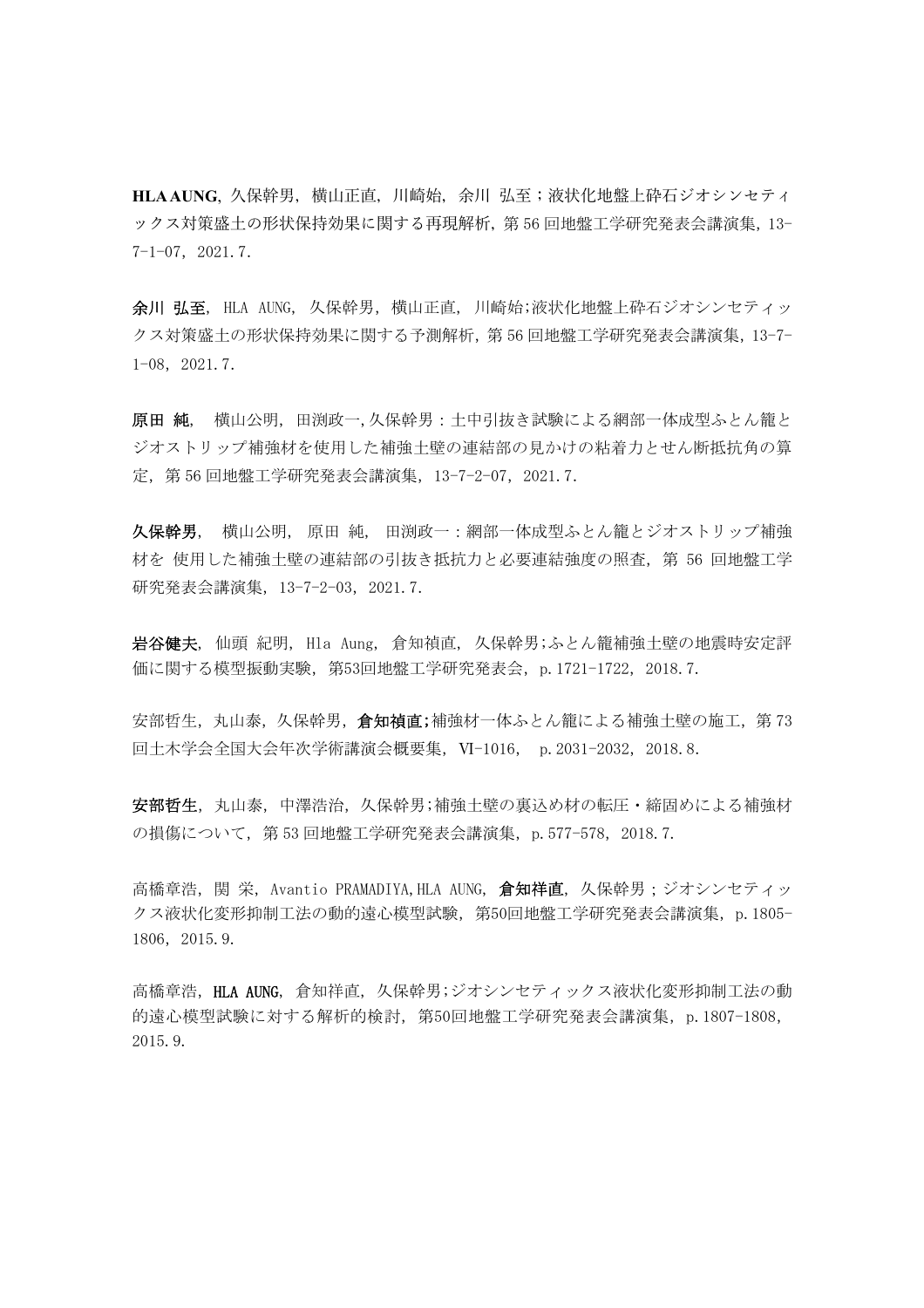**HLA AUNG**, 久保幹男, 横山正直, 川崎始, 余川 弘至；液状化地盤上砕石ジオシンセティックス対策盛土の形状保持効果に関する再現解析, 第 56 回地盤工学研究発表会講演集, 13-7-1-07, 2021.7.

**余川 弘至**, HLA AUNG, 久保幹男, 横山正直, 川崎始;液状化地盤上砕石ジオシンセティックス対策盛土の形状保持効果に関する予測解析, 第 56 回地盤工学研究発表会講演集, 13-7-1-08, 2021.7.

**原田 純**, 横山公明, 田渕政一,久保幹男：土中引抜き試験による網部一体成型ふとん籠とジオストリップ補強材を使用した補強土壁の連結部の見かけの粘着力とせん断抵抗角の算定, 第 56 回地盤工学研究発表会講演集, 13-7-2-07, 2021.7.

**久保幹男**, 横山公明, 原田 純, 田渕政一：網部一体成型ふとん籠とジオストリップ補強材を 使用した補強土壁の連結部の引抜き抵抗力と必要連結強度の照査, 第 56 回地盤工学研究発表会講演集, 13-7-2-03, 2021.7.

**岩谷健夫**, 仙頭 紀明, Hla Aung, 倉知禎直, 久保幹男;ふとん籠補強土壁の地震時安定評価に関する模型振動実験, 第53回地盤工学研究発表会, p.1721-1722, 2018.7.

安部哲生, 丸山泰, 久保幹男, **倉知禎直;**補強材一体ふとん籠による補強土壁の施工, 第 73 回土木学会全国大会年次学術講演会概要集, Ⅵ-1016, p.2031-2032, 2018.8.

**安部哲生**, 丸山泰, 中澤浩治, 久保幹男;補強土壁の裏込め材の転圧・締固めによる補強材の損傷について, 第 53 回地盤工学研究発表会講演集, p.577-578, 2018.7.

高橋章浩, 関 栄, Avantio PRAMADIYA,HLA AUNG, **倉知祥直**, 久保幹男；ジオシンセティックス液状化変形抑制工法の動的遠心模型試験, 第50回地盤工学研究発表会講演集, p.1805-1806, 2015.9.

高橋章浩, **HLA AUNG**, 倉知祥直, 久保幹男;ジオシンセティックス液状化変形抑制工法の動的遠心模型試験に対する解析的検討, 第50回地盤工学研究発表会講演集, p.1807-1808, 2015.9.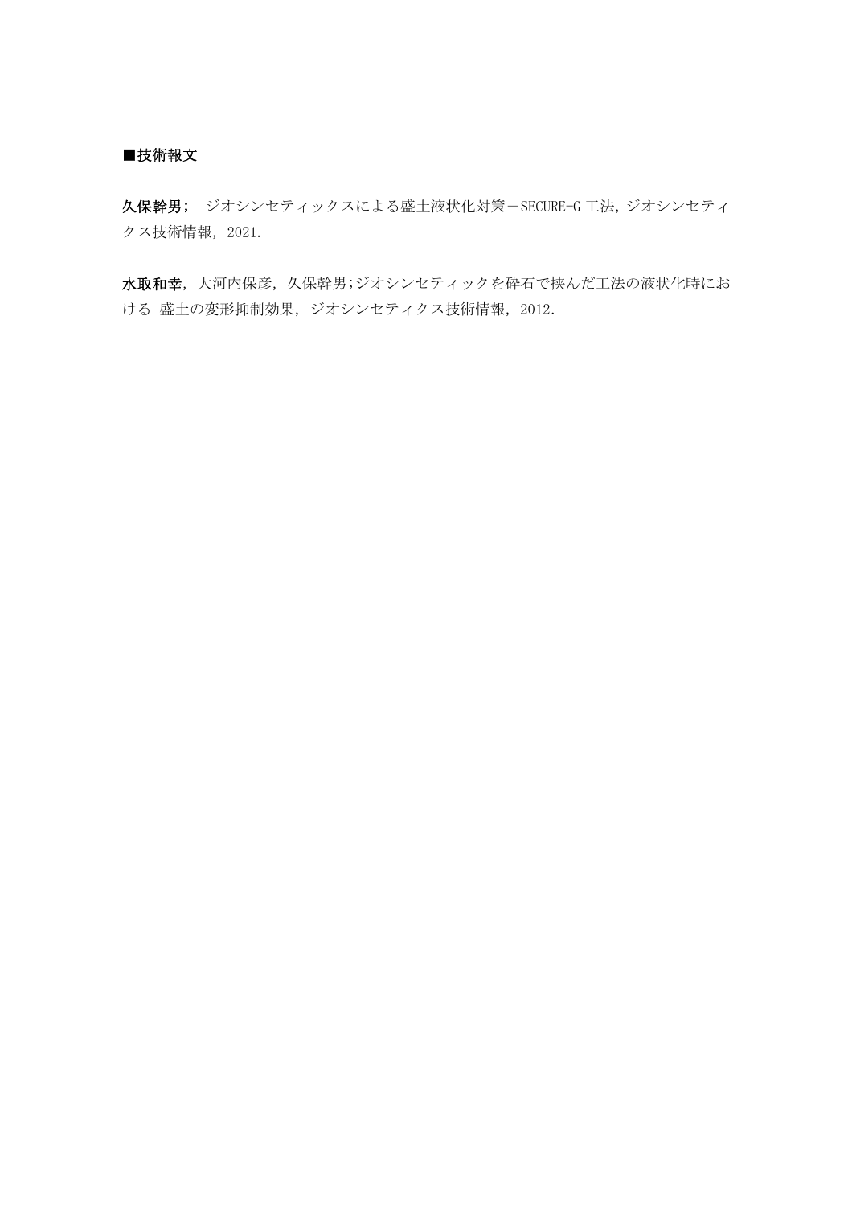■**技術報文**

**久保幹男**； ジオシンセティックスによる盛土液状化対策－SECURE-G 工法，ジオシンセティクス技術情報，2021.

**水取和幸**，大河内保彦，久保幹男;ジオシンセティックを砕石で挟んだ工法の液状化時における 盛土の変形抑制効果，ジオシンセティクス技術情報，2012.